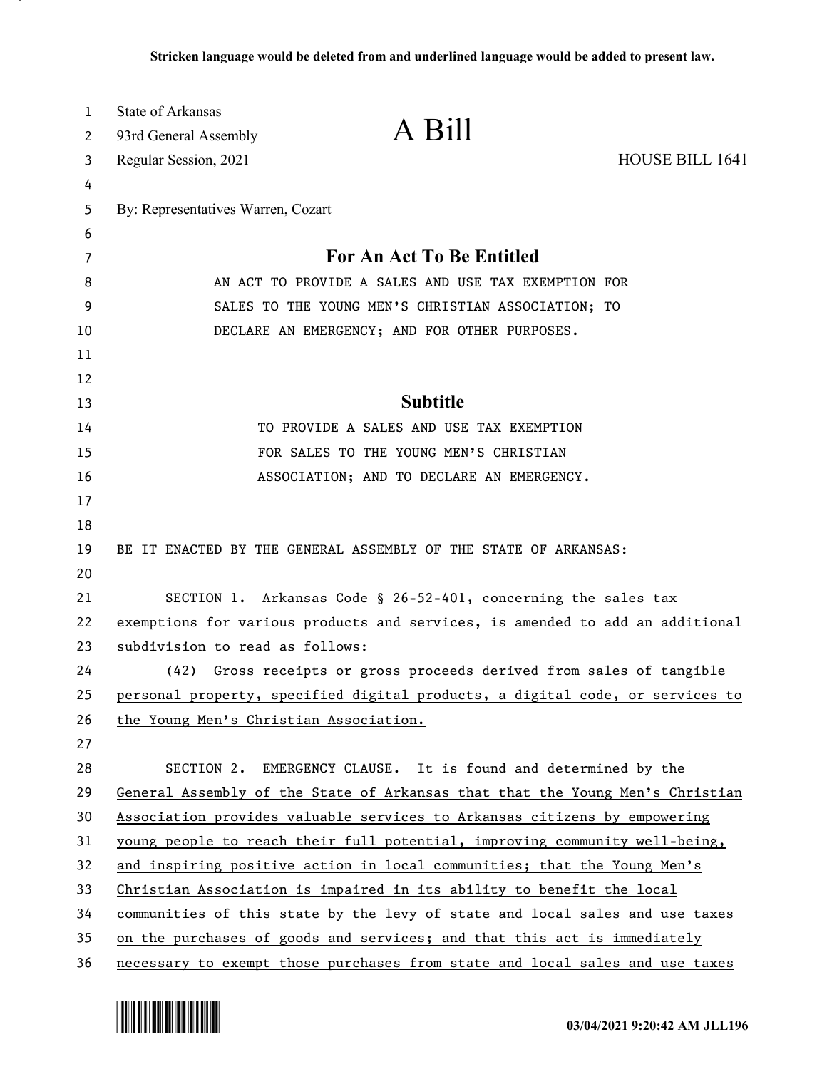**Stricken language would be deleted from and underlined language would be added to present law.**

State of Arkansas
93rd General Assembly
Regular Session, 2021

# A Bill

HOUSE BILL 1641

By: Representatives Warren, Cozart

## For An Act To Be Entitled

AN ACT TO PROVIDE A SALES AND USE TAX EXEMPTION FOR SALES TO THE YOUNG MEN'S CHRISTIAN ASSOCIATION; TO DECLARE AN EMERGENCY; AND FOR OTHER PURPOSES.

## Subtitle

TO PROVIDE A SALES AND USE TAX EXEMPTION FOR SALES TO THE YOUNG MEN'S CHRISTIAN ASSOCIATION; AND TO DECLARE AN EMERGENCY.

BE IT ENACTED BY THE GENERAL ASSEMBLY OF THE STATE OF ARKANSAS:

SECTION 1. Arkansas Code § 26-52-401, concerning the sales tax exemptions for various products and services, is amended to add an additional subdivision to read as follows:

<u>(42) Gross receipts or gross proceeds derived from sales of tangible personal property, specified digital products, a digital code, or services to the Young Men's Christian Association.</u>

SECTION 2. <u>EMERGENCY CLAUSE. It is found and determined by the General Assembly of the State of Arkansas that that the Young Men's Christian Association provides valuable services to Arkansas citizens by empowering young people to reach their full potential, improving community well-being, and inspiring positive action in local communities; that the Young Men's Christian Association is impaired in its ability to benefit the local communities of this state by the levy of state and local sales and use taxes on the purchases of goods and services; and that this act is immediately necessary to exempt those purchases from state and local sales and use taxes</u>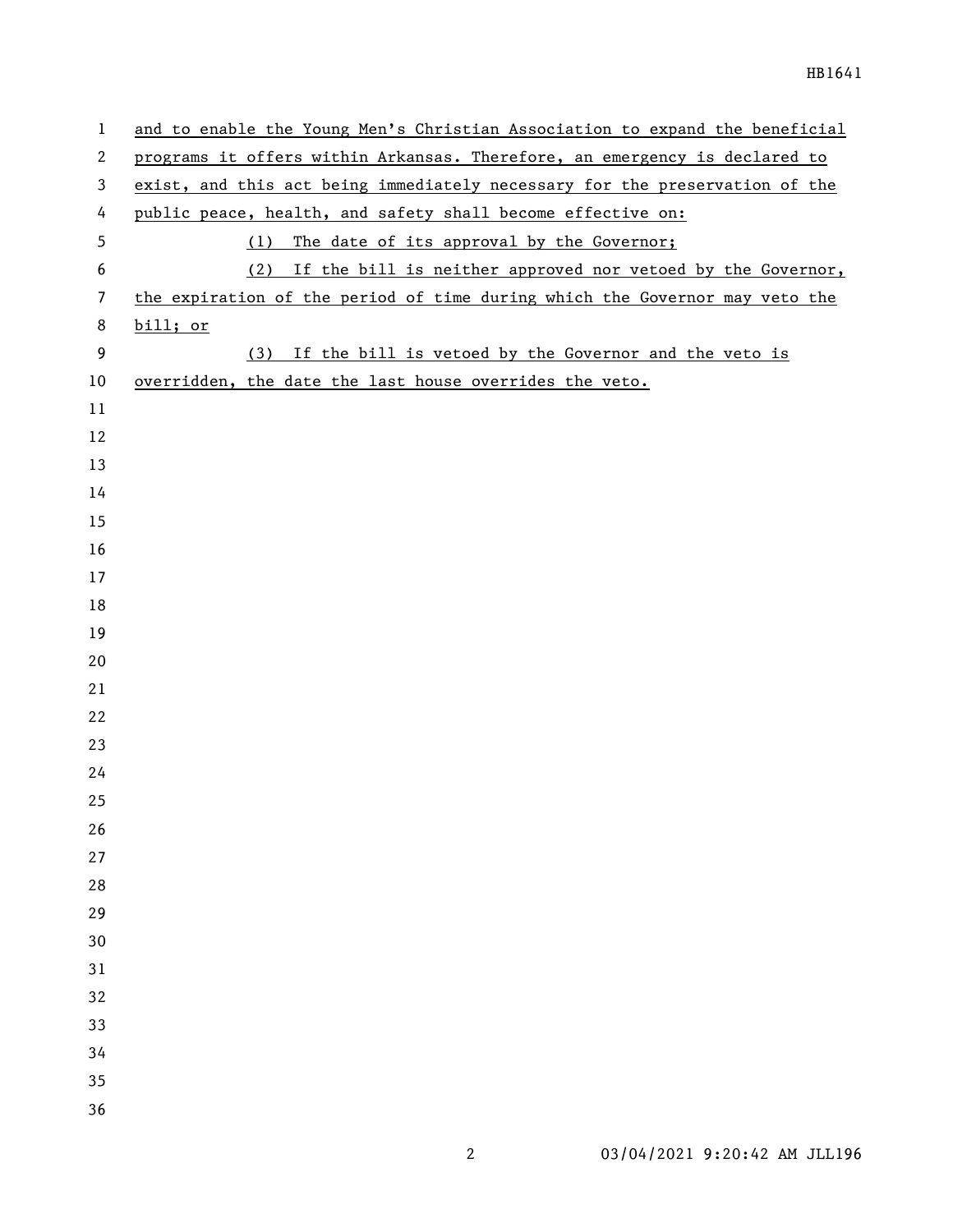and to enable the Young Men's Christian Association to expand the beneficial programs it offers within Arkansas. Therefore, an emergency is declared to exist, and this act being immediately necessary for the preservation of the public peace, health, and safety shall become effective on:

(1) The date of its approval by the Governor;

(2) If the bill is neither approved nor vetoed by the Governor, the expiration of the period of time during which the Governor may veto the bill; or

(3) If the bill is vetoed by the Governor and the veto is overridden, the date the last house overrides the veto.